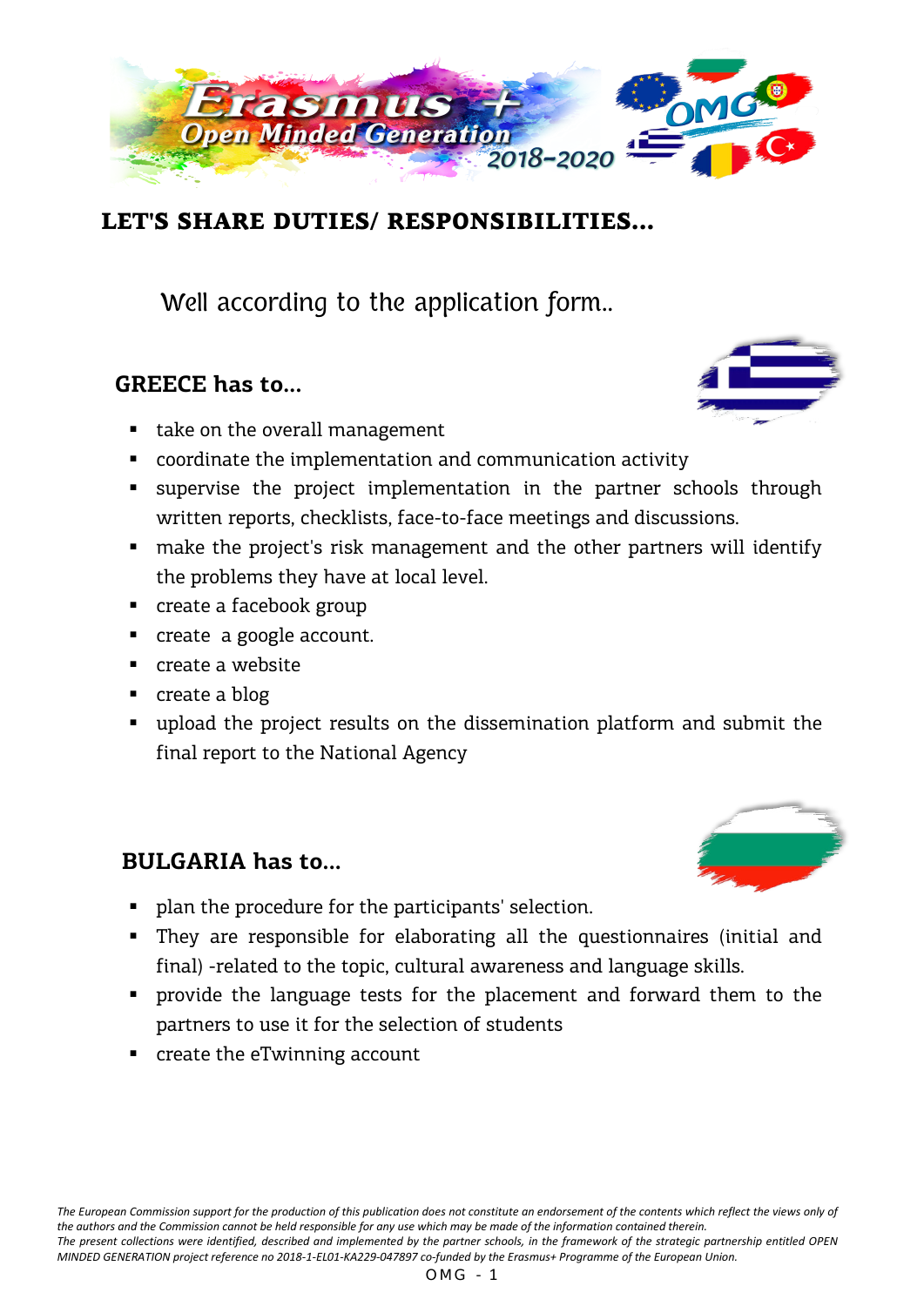# LET'S SHARE DUTIES/ RESPONSIBILITIES...

Well according to the application form..

## GREECE has to...

- take on the overall management
- coordinate the implementation and communication activity
- supervise the project implementation in the partner schools through written reports, checklists, face-to-face meetings and discussions.
- make the project's risk management and the other partners will identify the problems they have at local level.
- create a facebook group
- create a google account.
- create a website
- create a blog
- upload the project results on the dissemination platform and submit the final report to the National Agency

## BULGARIA has to...

- plan the procedure for the participants' selection.
- They are responsible for elaborating all the questionnaires (initial and final) -related to the topic, cultural awareness and language skills.
- provide the language tests for the placement and forward them to the partners to use it for the selection of students
- create the eTwinning account

*The European Commission support for the production of this publication does not constitute an endorsement of the contents which reflect the views only of the authors and the Commission cannot be held responsible for any use which may be made of the information contained therein.*
*The present collections were identified, described and implemented by the partner schools, in the framework of the strategic partnership entitled OPEN MINDED GENERATION project reference no 2018-1-EL01-KA229-047897 co-funded by the Erasmus+ Programme of the European Union.*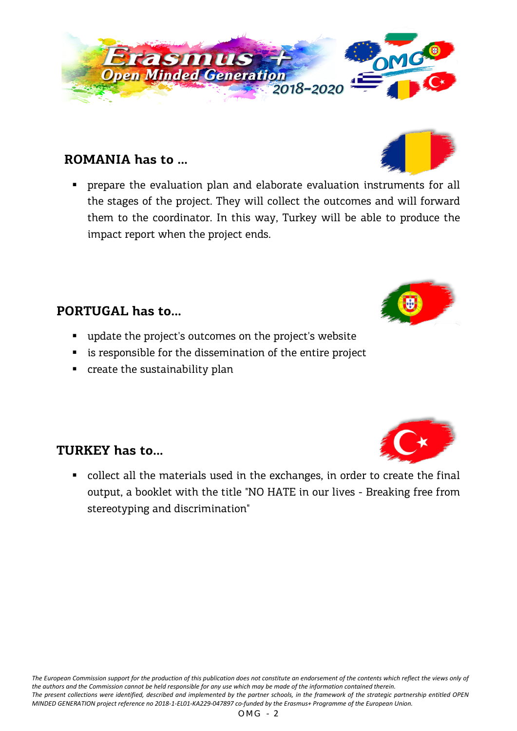## ROMANIA has to ...

- prepare the evaluation plan and elaborate evaluation instruments for all the stages of the project. They will collect the outcomes and will forward them to the coordinator. In this way, Turkey will be able to produce the impact report when the project ends.

## PORTUGAL has to...

- update the project's outcomes on the project's website
- is responsible for the dissemination of the entire project
- create the sustainability plan

## TURKEY has to...

- collect all the materials used in the exchanges, in order to create the final output, a booklet with the title "NO HATE in our lives - Breaking free from stereotyping and discrimination"

*The European Commission support for the production of this publication does not constitute an endorsement of the contents which reflect the views only of the authors and the Commission cannot be held responsible for any use which may be made of the information contained therein.*
*The present collections were identified, described and implemented by the partner schools, in the framework of the strategic partnership entitled OPEN MINDED GENERATION project reference no 2018-1-EL01-KA229-047897 co-funded by the Erasmus+ Programme of the European Union.*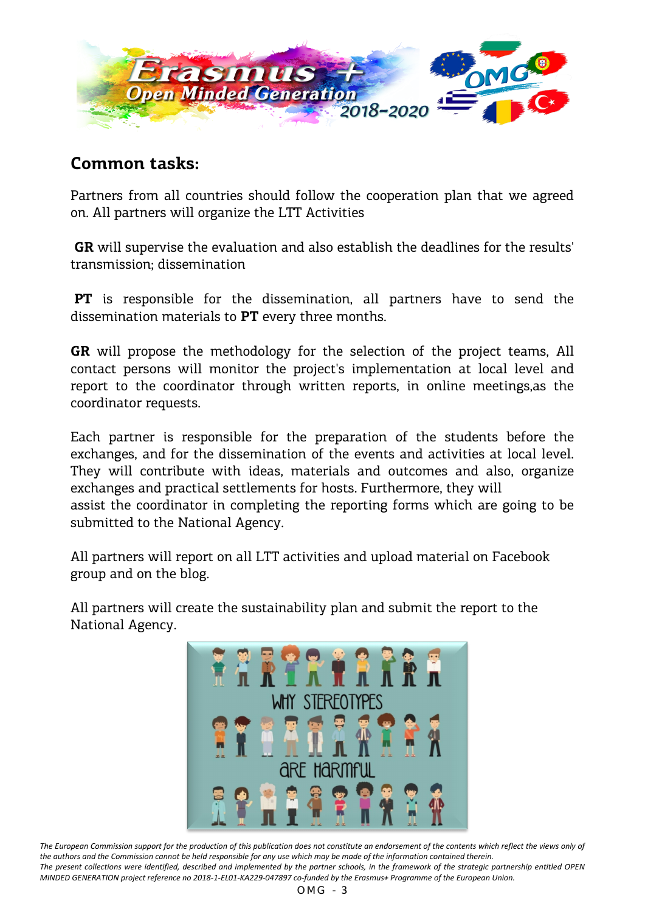## Common tasks:

Partners from all countries should follow the cooperation plan that we agreed on. All partners will organize the LTT Activities

**GR** will supervise the evaluation and also establish the deadlines for the results' transmission; dissemination

**PT** is responsible for the dissemination, all partners have to send the dissemination materials to **PT** every three months.

**GR** will propose the methodology for the selection of the project teams, All contact persons will monitor the project's implementation at local level and report to the coordinator through written reports, in online meetings,as the coordinator requests.

Each partner is responsible for the preparation of the students before the exchanges, and for the dissemination of the events and activities at local level. They will contribute with ideas, materials and outcomes and also, organize exchanges and practical settlements for hosts. Furthermore, they will assist the coordinator in completing the reporting forms which are going to be submitted to the National Agency.

All partners will report on all LTT activities and upload material on Facebook group and on the blog.

All partners will create the sustainability plan and submit the report to the National Agency.

*The European Commission support for the production of this publication does not constitute an endorsement of the contents which reflect the views only of the authors and the Commission cannot be held responsible for any use which may be made of the information contained therein.*
*The present collections were identified, described and implemented by the partner schools, in the framework of the strategic partnership entitled OPEN MINDED GENERATION project reference no 2018-1-EL01-KA229-047897 co-funded by the Erasmus+ Programme of the European Union.*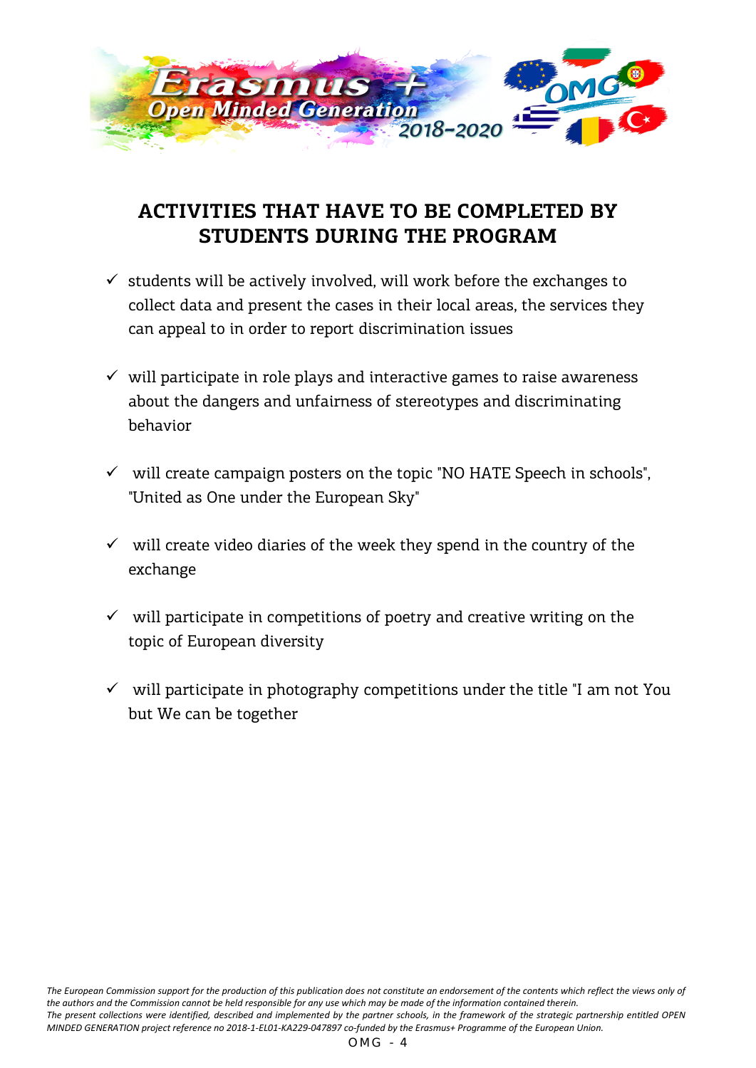# ACTIVITIES THAT HAVE TO BE COMPLETED BY STUDENTS DURING THE PROGRAM

- ✓ students will be actively involved, will work before the exchanges to collect data and present the cases in their local areas, the services they can appeal to in order to report discrimination issues
- ✓ will participate in role plays and interactive games to raise awareness about the dangers and unfairness of stereotypes and discriminating behavior
- ✓ will create campaign posters on the topic "NO HATE Speech in schools", "United as One under the European Sky"
- ✓ will create video diaries of the week they spend in the country of the exchange
- ✓ will participate in competitions of poetry and creative writing on the topic of European diversity
- ✓ will participate in photography competitions under the title "I am not You but We can be together

*The European Commission support for the production of this publication does not constitute an endorsement of the contents which reflect the views only of the authors and the Commission cannot be held responsible for any use which may be made of the information contained therein.*
*The present collections were identified, described and implemented by the partner schools, in the framework of the strategic partnership entitled OPEN MINDED GENERATION project reference no 2018-1-EL01-KA229-047897 co-funded by the Erasmus+ Programme of the European Union.*